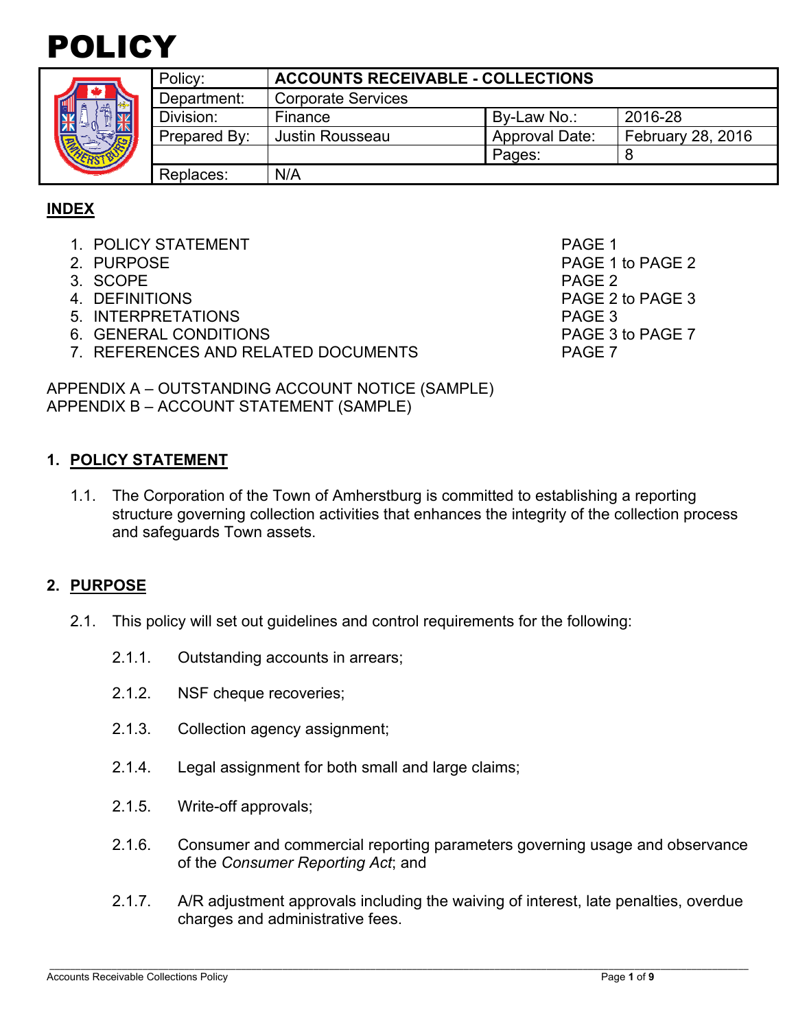# POLICY

| Policy: | ACCOUNTS RECEIVABLE - COLLECTIONS | | |
|---|---|---|---|
| Department: | Corporate Services | | |
| Division: | Finance | By-Law No.: | 2016-28 |
| Prepared By: | Justin Rousseau | Approval Date: | February 28, 2016 |
| | | Pages: | 8 |
| Replaces: | N/A | | |

## INDEX

1. POLICY STATEMENT — PAGE 1
2. PURPOSE — PAGE 1 to PAGE 2
3. SCOPE — PAGE 2
4. DEFINITIONS — PAGE 2 to PAGE 3
5. INTERPRETATIONS — PAGE 3
6. GENERAL CONDITIONS — PAGE 3 to PAGE 7
7. REFERENCES AND RELATED DOCUMENTS — PAGE 7

APPENDIX A – OUTSTANDING ACCOUNT NOTICE (SAMPLE)
APPENDIX B – ACCOUNT STATEMENT (SAMPLE)

## 1. POLICY STATEMENT

1.1. The Corporation of the Town of Amherstburg is committed to establishing a reporting structure governing collection activities that enhances the integrity of the collection process and safeguards Town assets.

## 2. PURPOSE

2.1. This policy will set out guidelines and control requirements for the following:

2.1.1. Outstanding accounts in arrears;

2.1.2. NSF cheque recoveries;

2.1.3. Collection agency assignment;

2.1.4. Legal assignment for both small and large claims;

2.1.5. Write-off approvals;

2.1.6. Consumer and commercial reporting parameters governing usage and observance of the *Consumer Reporting Act*; and

2.1.7. A/R adjustment approvals including the waiving of interest, late penalties, overdue charges and administrative fees.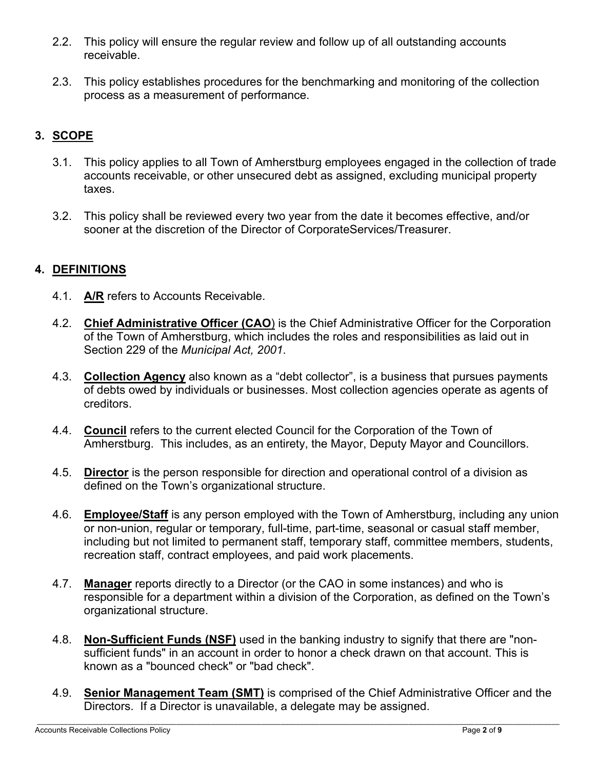2.2. This policy will ensure the regular review and follow up of all outstanding accounts receivable.

2.3. This policy establishes procedures for the benchmarking and monitoring of the collection process as a measurement of performance.

## 3. SCOPE

3.1. This policy applies to all Town of Amherstburg employees engaged in the collection of trade accounts receivable, or other unsecured debt as assigned, excluding municipal property taxes.

3.2. This policy shall be reviewed every two year from the date it becomes effective, and/or sooner at the discretion of the Director of CorporateServices/Treasurer.

## 4. DEFINITIONS

4.1. **A/R** refers to Accounts Receivable.

4.2. **Chief Administrative Officer (CAO**) is the Chief Administrative Officer for the Corporation of the Town of Amherstburg, which includes the roles and responsibilities as laid out in Section 229 of the *Municipal Act, 2001*.

4.3. **Collection Agency** also known as a "debt collector", is a business that pursues payments of debts owed by individuals or businesses. Most collection agencies operate as agents of creditors.

4.4. **Council** refers to the current elected Council for the Corporation of the Town of Amherstburg. This includes, as an entirety, the Mayor, Deputy Mayor and Councillors.

4.5. **Director** is the person responsible for direction and operational control of a division as defined on the Town's organizational structure.

4.6. **Employee/Staff** is any person employed with the Town of Amherstburg, including any union or non-union, regular or temporary, full-time, part-time, seasonal or casual staff member, including but not limited to permanent staff, temporary staff, committee members, students, recreation staff, contract employees, and paid work placements.

4.7. **Manager** reports directly to a Director (or the CAO in some instances) and who is responsible for a department within a division of the Corporation, as defined on the Town's organizational structure.

4.8. **Non-Sufficient Funds (NSF)** used in the banking industry to signify that there are "non-sufficient funds" in an account in order to honor a check drawn on that account. This is known as a "bounced check" or "bad check".

4.9. **Senior Management Team (SMT)** is comprised of the Chief Administrative Officer and the Directors. If a Director is unavailable, a delegate may be assigned.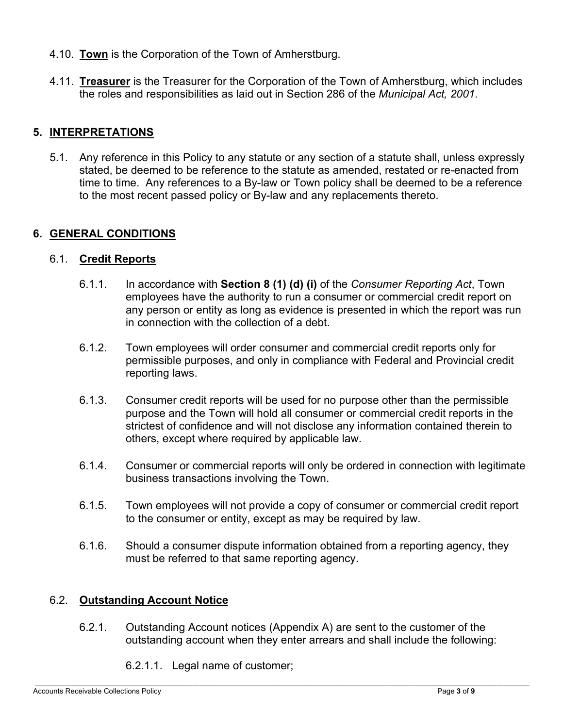4.10. **Town** is the Corporation of the Town of Amherstburg.

4.11. **Treasurer** is the Treasurer for the Corporation of the Town of Amherstburg, which includes the roles and responsibilities as laid out in Section 286 of the *Municipal Act, 2001*.

## 5. INTERPRETATIONS

5.1. Any reference in this Policy to any statute or any section of a statute shall, unless expressly stated, be deemed to be reference to the statute as amended, restated or re-enacted from time to time. Any references to a By-law or Town policy shall be deemed to be a reference to the most recent passed policy or By-law and any replacements thereto.

## 6. GENERAL CONDITIONS

### 6.1. Credit Reports

6.1.1. In accordance with **Section 8 (1) (d) (i)** of the *Consumer Reporting Act*, Town employees have the authority to run a consumer or commercial credit report on any person or entity as long as evidence is presented in which the report was run in connection with the collection of a debt.

6.1.2. Town employees will order consumer and commercial credit reports only for permissible purposes, and only in compliance with Federal and Provincial credit reporting laws.

6.1.3. Consumer credit reports will be used for no purpose other than the permissible purpose and the Town will hold all consumer or commercial credit reports in the strictest of confidence and will not disclose any information contained therein to others, except where required by applicable law.

6.1.4. Consumer or commercial reports will only be ordered in connection with legitimate business transactions involving the Town.

6.1.5. Town employees will not provide a copy of consumer or commercial credit report to the consumer or entity, except as may be required by law.

6.1.6. Should a consumer dispute information obtained from a reporting agency, they must be referred to that same reporting agency.

### 6.2. Outstanding Account Notice

6.2.1. Outstanding Account notices (Appendix A) are sent to the customer of the outstanding account when they enter arrears and shall include the following:

6.2.1.1. Legal name of customer;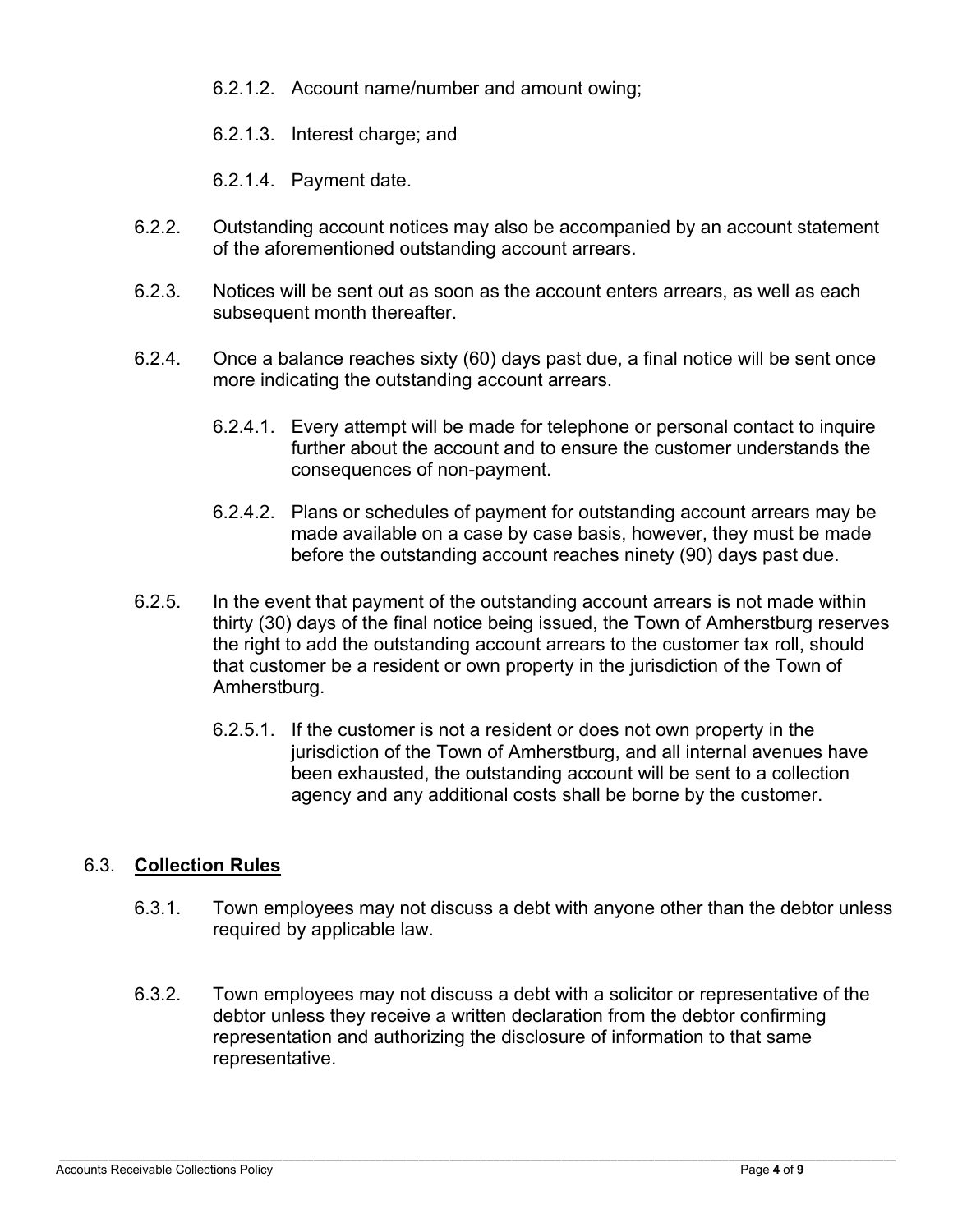6.2.1.2. Account name/number and amount owing;

6.2.1.3. Interest charge; and

6.2.1.4. Payment date.

6.2.2. Outstanding account notices may also be accompanied by an account statement of the aforementioned outstanding account arrears.

6.2.3. Notices will be sent out as soon as the account enters arrears, as well as each subsequent month thereafter.

6.2.4. Once a balance reaches sixty (60) days past due, a final notice will be sent once more indicating the outstanding account arrears.

6.2.4.1. Every attempt will be made for telephone or personal contact to inquire further about the account and to ensure the customer understands the consequences of non-payment.

6.2.4.2. Plans or schedules of payment for outstanding account arrears may be made available on a case by case basis, however, they must be made before the outstanding account reaches ninety (90) days past due.

6.2.5. In the event that payment of the outstanding account arrears is not made within thirty (30) days of the final notice being issued, the Town of Amherstburg reserves the right to add the outstanding account arrears to the customer tax roll, should that customer be a resident or own property in the jurisdiction of the Town of Amherstburg.

6.2.5.1. If the customer is not a resident or does not own property in the jurisdiction of the Town of Amherstburg, and all internal avenues have been exhausted, the outstanding account will be sent to a collection agency and any additional costs shall be borne by the customer.

## 6.3. **Collection Rules**

6.3.1. Town employees may not discuss a debt with anyone other than the debtor unless required by applicable law.

6.3.2. Town employees may not discuss a debt with a solicitor or representative of the debtor unless they receive a written declaration from the debtor confirming representation and authorizing the disclosure of information to that same representative.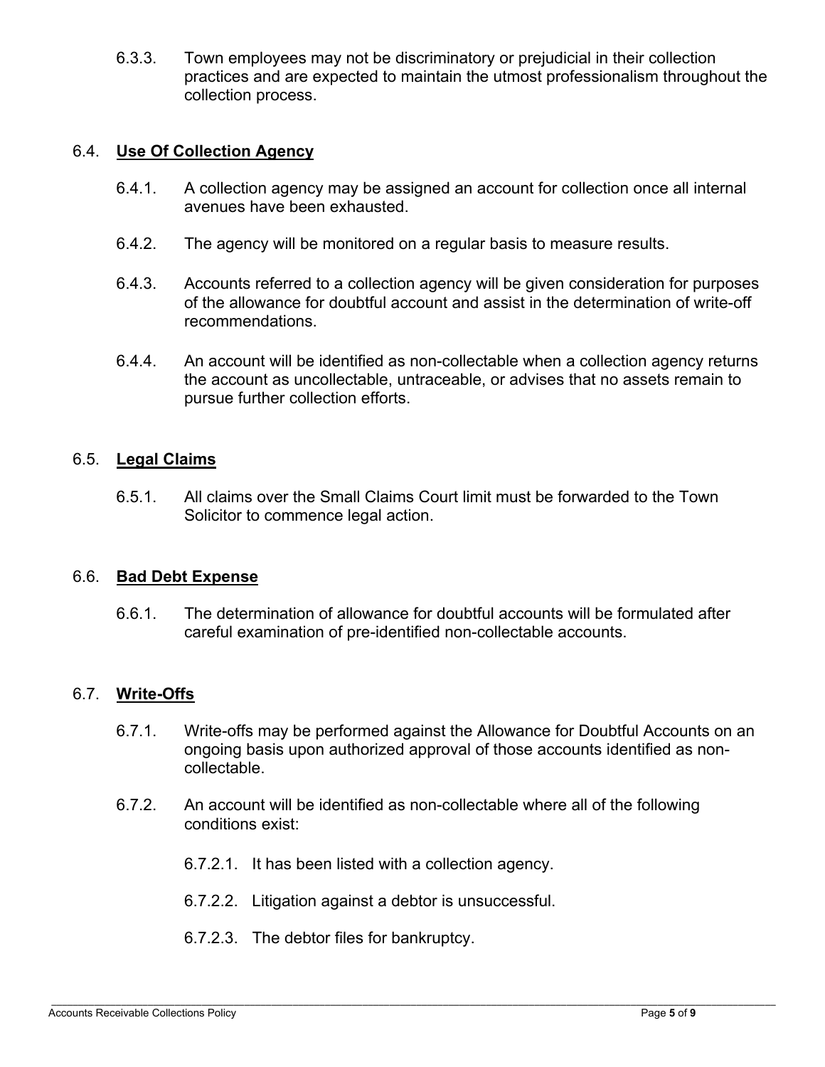6.3.3. Town employees may not be discriminatory or prejudicial in their collection practices and are expected to maintain the utmost professionalism throughout the collection process.

### 6.4. **Use Of Collection Agency**

6.4.1. A collection agency may be assigned an account for collection once all internal avenues have been exhausted.

6.4.2. The agency will be monitored on a regular basis to measure results.

6.4.3. Accounts referred to a collection agency will be given consideration for purposes of the allowance for doubtful account and assist in the determination of write-off recommendations.

6.4.4. An account will be identified as non-collectable when a collection agency returns the account as uncollectable, untraceable, or advises that no assets remain to pursue further collection efforts.

### 6.5. **Legal Claims**

6.5.1. All claims over the Small Claims Court limit must be forwarded to the Town Solicitor to commence legal action.

### 6.6. **Bad Debt Expense**

6.6.1. The determination of allowance for doubtful accounts will be formulated after careful examination of pre-identified non-collectable accounts.

### 6.7. **Write-Offs**

6.7.1. Write-offs may be performed against the Allowance for Doubtful Accounts on an ongoing basis upon authorized approval of those accounts identified as non-collectable.

6.7.2. An account will be identified as non-collectable where all of the following conditions exist:

6.7.2.1. It has been listed with a collection agency.

6.7.2.2. Litigation against a debtor is unsuccessful.

6.7.2.3. The debtor files for bankruptcy.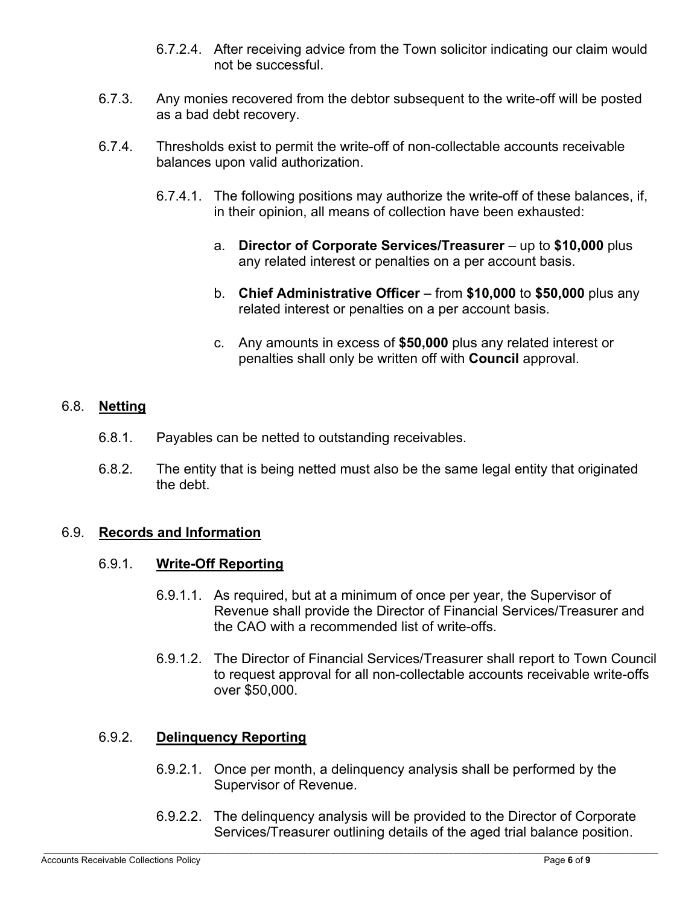6.7.2.4. After receiving advice from the Town solicitor indicating our claim would not be successful.

6.7.3. Any monies recovered from the debtor subsequent to the write-off will be posted as a bad debt recovery.

6.7.4. Thresholds exist to permit the write-off of non-collectable accounts receivable balances upon valid authorization.

6.7.4.1. The following positions may authorize the write-off of these balances, if, in their opinion, all means of collection have been exhausted:

a. **Director of Corporate Services/Treasurer** – up to **$10,000** plus any related interest or penalties on a per account basis.

b. **Chief Administrative Officer** – from **$10,000** to **$50,000** plus any related interest or penalties on a per account basis.

c. Any amounts in excess of **$50,000** plus any related interest or penalties shall only be written off with **Council** approval.

## 6.8. **Netting**

6.8.1. Payables can be netted to outstanding receivables.

6.8.2. The entity that is being netted must also be the same legal entity that originated the debt.

## 6.9. **Records and Information**

### 6.9.1. **Write-Off Reporting**

6.9.1.1. As required, but at a minimum of once per year, the Supervisor of Revenue shall provide the Director of Financial Services/Treasurer and the CAO with a recommended list of write-offs.

6.9.1.2. The Director of Financial Services/Treasurer shall report to Town Council to request approval for all non-collectable accounts receivable write-offs over $50,000.

### 6.9.2. **Delinquency Reporting**

6.9.2.1. Once per month, a delinquency analysis shall be performed by the Supervisor of Revenue.

6.9.2.2. The delinquency analysis will be provided to the Director of Corporate Services/Treasurer outlining details of the aged trial balance position.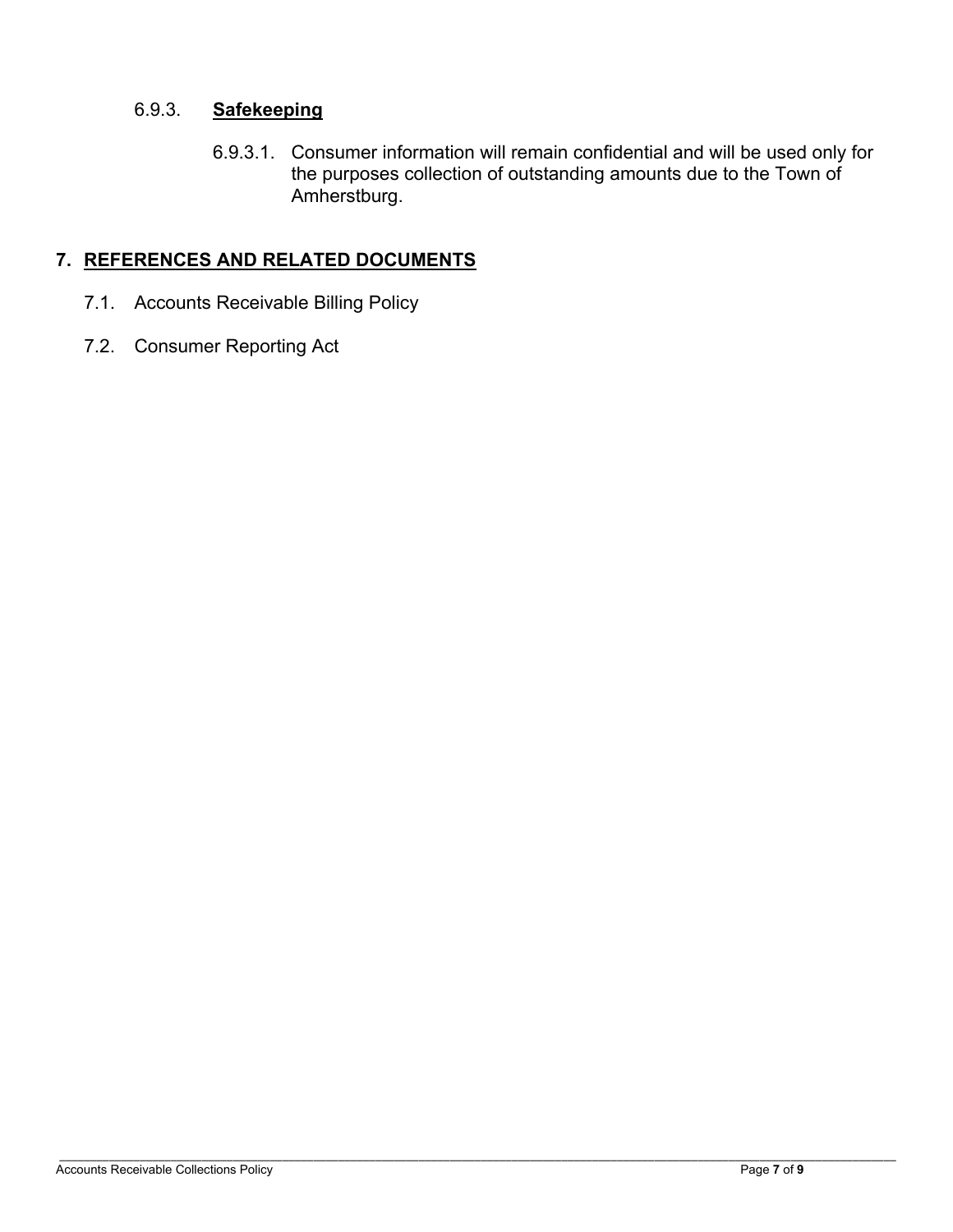### 6.9.3. **Safekeeping**

6.9.3.1. Consumer information will remain confidential and will be used only for the purposes collection of outstanding amounts due to the Town of Amherstburg.

## 7. REFERENCES AND RELATED DOCUMENTS

7.1. Accounts Receivable Billing Policy

7.2. Consumer Reporting Act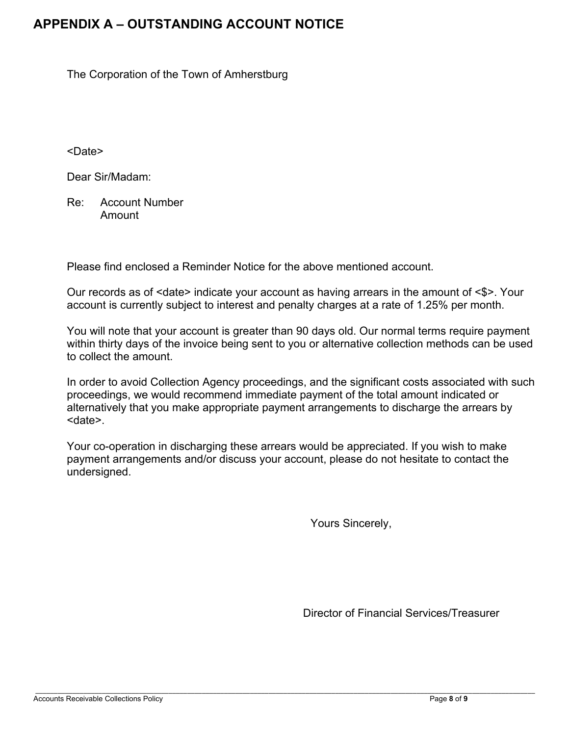# APPENDIX A – OUTSTANDING ACCOUNT NOTICE

The Corporation of the Town of Amherstburg

<Date>

Dear Sir/Madam:

Re: Account Number
Amount

Please find enclosed a Reminder Notice for the above mentioned account.

Our records as of <date> indicate your account as having arrears in the amount of <$>. Your account is currently subject to interest and penalty charges at a rate of 1.25% per month.

You will note that your account is greater than 90 days old. Our normal terms require payment within thirty days of the invoice being sent to you or alternative collection methods can be used to collect the amount.

In order to avoid Collection Agency proceedings, and the significant costs associated with such proceedings, we would recommend immediate payment of the total amount indicated or alternatively that you make appropriate payment arrangements to discharge the arrears by <date>.

Your co-operation in discharging these arrears would be appreciated. If you wish to make payment arrangements and/or discuss your account, please do not hesitate to contact the undersigned.

Yours Sincerely,

Director of Financial Services/Treasurer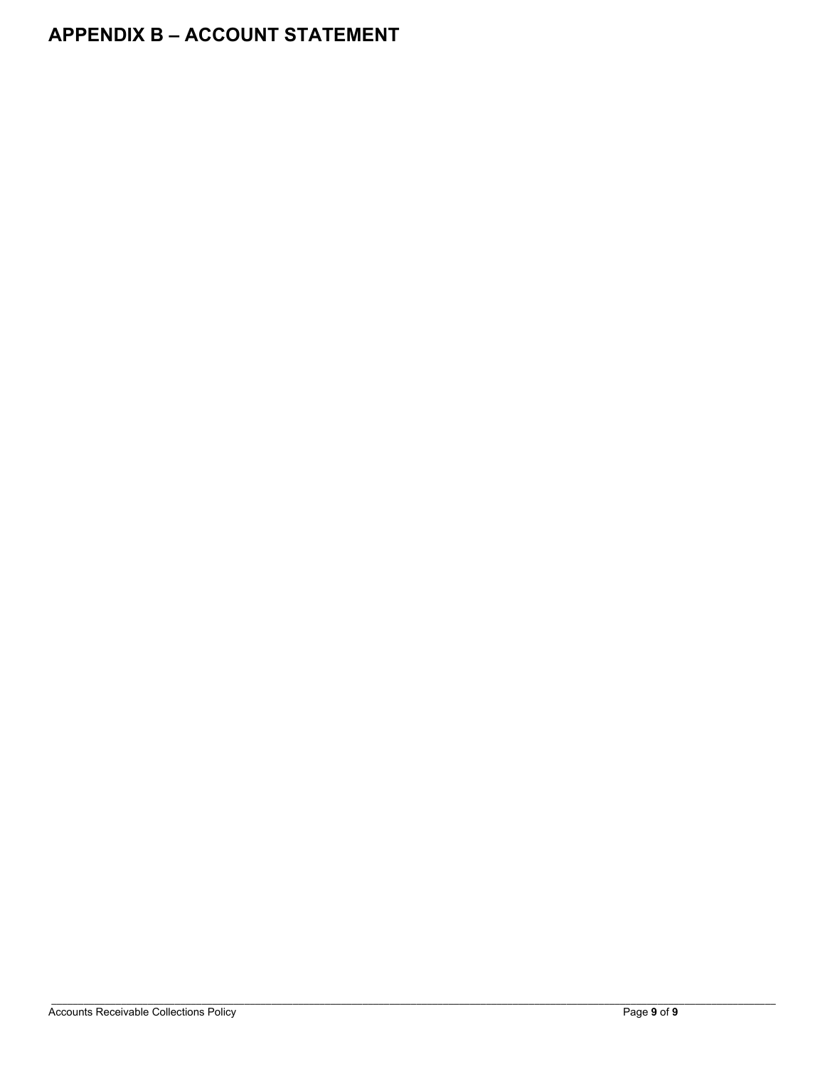# APPENDIX B – ACCOUNT STATEMENT